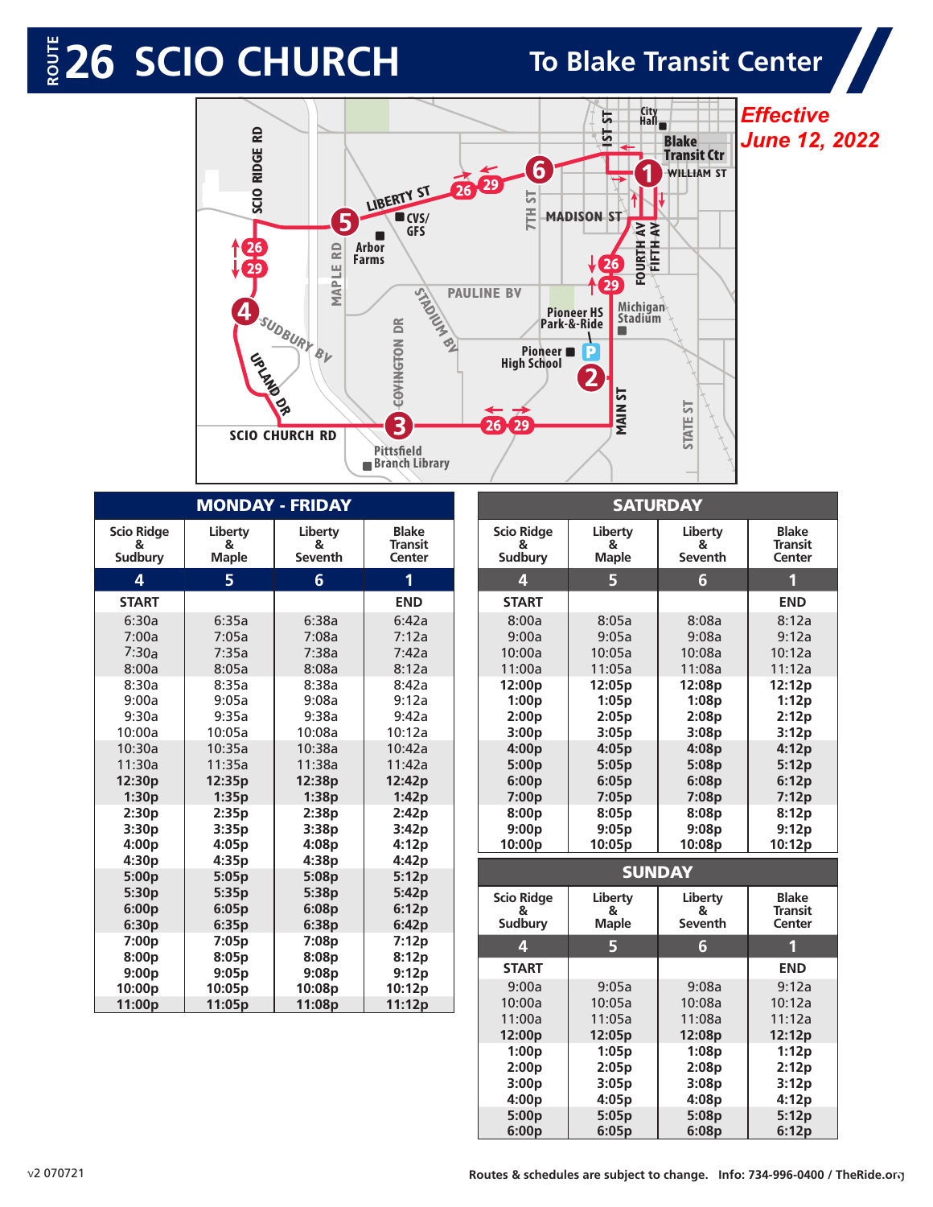# ROUTE 26 SCIO CHURCH

## To Blake Transit Center

*Effective June 12, 2022*

## MONDAY - FRIDAY

| Scio Ridge & Sudbury | Liberty & Maple | Liberty & Seventh | Blake Transit Center |
|---|---|---|---|
| 4 | 5 | 6 | 1 |
| START | | | END |
| 6:30a | 6:35a | 6:38a | 6:42a |
| 7:00a | 7:05a | 7:08a | 7:12a |
| 7:30a | 7:35a | 7:38a | 7:42a |
| 8:00a | 8:05a | 8:08a | 8:12a |
| 8:30a | 8:35a | 8:38a | 8:42a |
| 9:00a | 9:05a | 9:08a | 9:12a |
| 9:30a | 9:35a | 9:38a | 9:42a |
| 10:00a | 10:05a | 10:08a | 10:12a |
| 10:30a | 10:35a | 10:38a | 10:42a |
| 11:30a | 11:35a | 11:38a | 11:42a |
| **12:30p** | **12:35p** | **12:38p** | **12:42p** |
| **1:30p** | **1:35p** | **1:38p** | **1:42p** |
| **2:30p** | **2:35p** | **2:38p** | **2:42p** |
| **3:30p** | **3:35p** | **3:38p** | **3:42p** |
| **4:00p** | **4:05p** | **4:08p** | **4:12p** |
| **4:30p** | **4:35p** | **4:38p** | **4:42p** |
| **5:00p** | **5:05p** | **5:08p** | **5:12p** |
| **5:30p** | **5:35p** | **5:38p** | **5:42p** |
| **6:00p** | **6:05p** | **6:08p** | **6:12p** |
| **6:30p** | **6:35p** | **6:38p** | **6:42p** |
| **7:00p** | **7:05p** | **7:08p** | **7:12p** |
| **8:00p** | **8:05p** | **8:08p** | **8:12p** |
| **9:00p** | **9:05p** | **9:08p** | **9:12p** |
| **10:00p** | **10:05p** | **10:08p** | **10:12p** |
| **11:00p** | **11:05p** | **11:08p** | **11:12p** |

## SATURDAY

| Scio Ridge & Sudbury | Liberty & Maple | Liberty & Seventh | Blake Transit Center |
|---|---|---|---|
| 4 | 5 | 6 | 1 |
| START | | | END |
| 8:00a | 8:05a | 8:08a | 8:12a |
| 9:00a | 9:05a | 9:08a | 9:12a |
| 10:00a | 10:05a | 10:08a | 10:12a |
| 11:00a | 11:05a | 11:08a | 11:12a |
| **12:00p** | **12:05p** | **12:08p** | **12:12p** |
| **1:00p** | **1:05p** | **1:08p** | **1:12p** |
| **2:00p** | **2:05p** | **2:08p** | **2:12p** |
| **3:00p** | **3:05p** | **3:08p** | **3:12p** |
| **4:00p** | **4:05p** | **4:08p** | **4:12p** |
| **5:00p** | **5:05p** | **5:08p** | **5:12p** |
| **6:00p** | **6:05p** | **6:08p** | **6:12p** |
| **7:00p** | **7:05p** | **7:08p** | **7:12p** |
| **8:00p** | **8:05p** | **8:08p** | **8:12p** |
| **9:00p** | **9:05p** | **9:08p** | **9:12p** |
| **10:00p** | **10:05p** | **10:08p** | **10:12p** |

## SUNDAY

| Scio Ridge & Sudbury | Liberty & Maple | Liberty & Seventh | Blake Transit Center |
|---|---|---|---|
| 4 | 5 | 6 | 1 |
| START | | | END |
| 9:00a | 9:05a | 9:08a | 9:12a |
| 10:00a | 10:05a | 10:08a | 10:12a |
| 11:00a | 11:05a | 11:08a | 11:12a |
| **12:00p** | **12:05p** | **12:08p** | **12:12p** |
| **1:00p** | **1:05p** | **1:08p** | **1:12p** |
| **2:00p** | **2:05p** | **2:08p** | **2:12p** |
| **3:00p** | **3:05p** | **3:08p** | **3:12p** |
| **4:00p** | **4:05p** | **4:08p** | **4:12p** |
| **5:00p** | **5:05p** | **5:08p** | **5:12p** |
| **6:00p** | **6:05p** | **6:08p** | **6:12p** |

v2 070721

Routes & schedules are subject to change. Info: 734-996-0400 / TheRide.org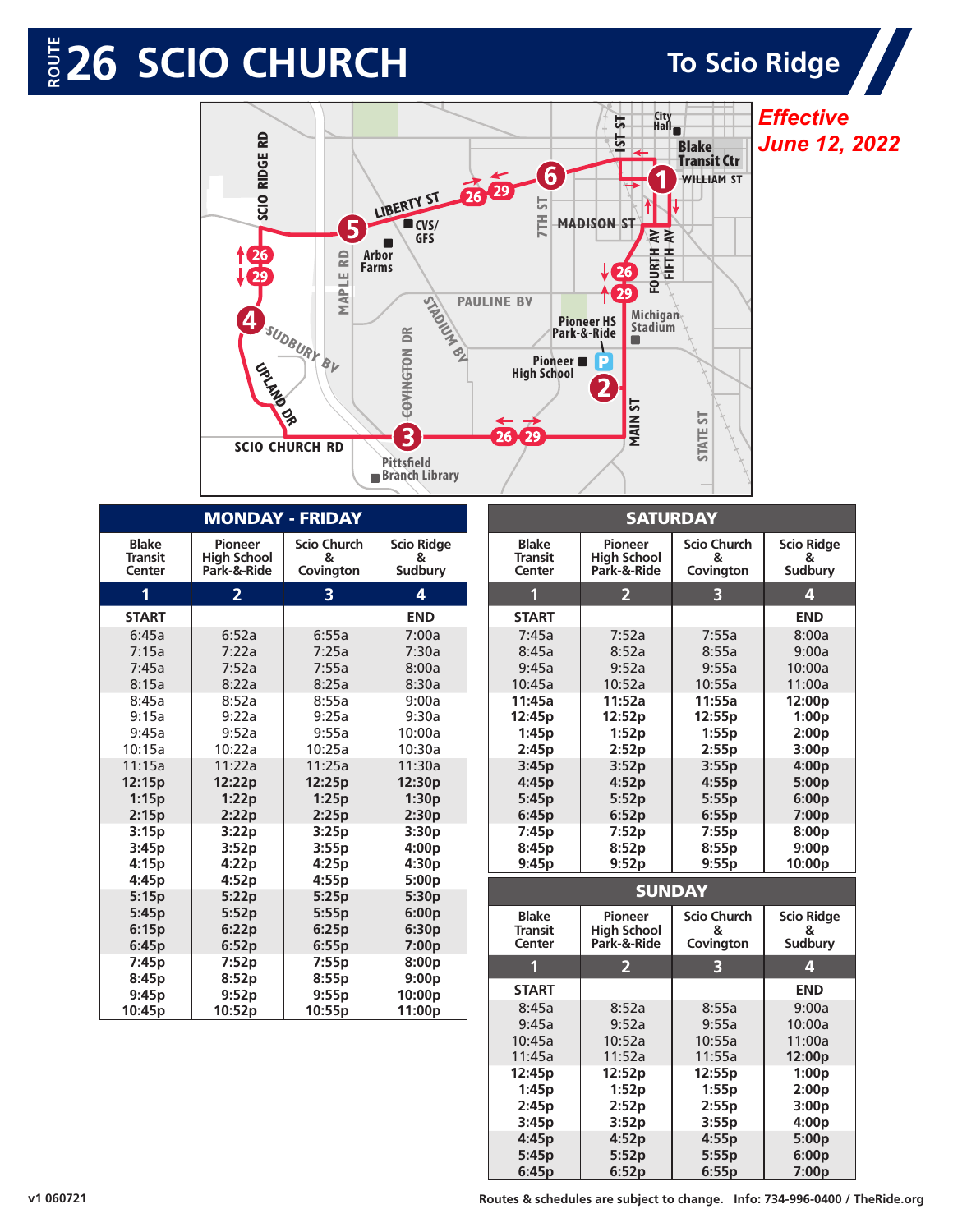# ROUTE 26 SCIO CHURCH

## To Scio Ridge

*Effective June 12, 2022*

SCIO RIDGE RD
LIBERTY ST
CVS/ GFS
Arbor Farms
MAPLE RD
7TH ST
MADISON ST
1ST ST
City Hall
Blake Transit Ctr
WILLIAM ST
FOURTH AV
FIFTH AV
SUDBURY BV
UPLAND DR
PAULINE BV
STADIUM BV
COVINGTON DR
Pioneer HS Park-&-Ride
Michigan Stadium
Pioneer High School
MAIN ST
STATE ST
SCIO CHURCH RD
Pittsfield Branch Library
26 29
1 2 3 4 5 6

### MONDAY - FRIDAY

| Blake Transit Center | Pioneer High School Park-&-Ride | Scio Church & Covington | Scio Ridge & Sudbury |
|---|---|---|---|
| 1 | 2 | 3 | 4 |
| START | | | END |
| 6:45a | 6:52a | 6:55a | 7:00a |
| 7:15a | 7:22a | 7:25a | 7:30a |
| 7:45a | 7:52a | 7:55a | 8:00a |
| 8:15a | 8:22a | 8:25a | 8:30a |
| 8:45a | 8:52a | 8:55a | 9:00a |
| 9:15a | 9:22a | 9:25a | 9:30a |
| 9:45a | 9:52a | 9:55a | 10:00a |
| 10:15a | 10:22a | 10:25a | 10:30a |
| 11:15a | 11:22a | 11:25a | 11:30a |
| **12:15p** | **12:22p** | **12:25p** | **12:30p** |
| **1:15p** | **1:22p** | **1:25p** | **1:30p** |
| **2:15p** | **2:22p** | **2:25p** | **2:30p** |
| **3:15p** | **3:22p** | **3:25p** | **3:30p** |
| **3:45p** | **3:52p** | **3:55p** | **4:00p** |
| **4:15p** | **4:22p** | **4:25p** | **4:30p** |
| **4:45p** | **4:52p** | **4:55p** | **5:00p** |
| **5:15p** | **5:22p** | **5:25p** | **5:30p** |
| **5:45p** | **5:52p** | **5:55p** | **6:00p** |
| **6:15p** | **6:22p** | **6:25p** | **6:30p** |
| **6:45p** | **6:52p** | **6:55p** | **7:00p** |
| **7:45p** | **7:52p** | **7:55p** | **8:00p** |
| **8:45p** | **8:52p** | **8:55p** | **9:00p** |
| **9:45p** | **9:52p** | **9:55p** | **10:00p** |
| **10:45p** | **10:52p** | **10:55p** | **11:00p** |

### SATURDAY

| Blake Transit Center | Pioneer High School Park-&-Ride | Scio Church & Covington | Scio Ridge & Sudbury |
|---|---|---|---|
| 1 | 2 | 3 | 4 |
| START | | | END |
| 7:45a | 7:52a | 7:55a | 8:00a |
| 8:45a | 8:52a | 8:55a | 9:00a |
| 9:45a | 9:52a | 9:55a | 10:00a |
| 10:45a | 10:52a | 10:55a | 11:00a |
| **11:45a** | **11:52a** | **11:55a** | **12:00p** |
| **12:45p** | **12:52p** | **12:55p** | **1:00p** |
| **1:45p** | **1:52p** | **1:55p** | **2:00p** |
| **2:45p** | **2:52p** | **2:55p** | **3:00p** |
| **3:45p** | **3:52p** | **3:55p** | **4:00p** |
| **4:45p** | **4:52p** | **4:55p** | **5:00p** |
| **5:45p** | **5:52p** | **5:55p** | **6:00p** |
| **6:45p** | **6:52p** | **6:55p** | **7:00p** |
| **7:45p** | **7:52p** | **7:55p** | **8:00p** |
| **8:45p** | **8:52p** | **8:55p** | **9:00p** |
| **9:45p** | **9:52p** | **9:55p** | **10:00p** |

### SUNDAY

| Blake Transit Center | Pioneer High School Park-&-Ride | Scio Church & Covington | Scio Ridge & Sudbury |
|---|---|---|---|
| 1 | 2 | 3 | 4 |
| START | | | END |
| 8:45a | 8:52a | 8:55a | 9:00a |
| 9:45a | 9:52a | 9:55a | 10:00a |
| 10:45a | 10:52a | 10:55a | 11:00a |
| 11:45a | 11:52a | 11:55a | **12:00p** |
| **12:45p** | **12:52p** | **12:55p** | **1:00p** |
| **1:45p** | **1:52p** | **1:55p** | **2:00p** |
| **2:45p** | **2:52p** | **2:55p** | **3:00p** |
| **3:45p** | **3:52p** | **3:55p** | **4:00p** |
| **4:45p** | **4:52p** | **4:55p** | **5:00p** |
| **5:45p** | **5:52p** | **5:55p** | **6:00p** |
| **6:45p** | **6:52p** | **6:55p** | **7:00p** |

v1 060721

**Routes & schedules are subject to change. Info: 734-996-0400 / TheRide.org**